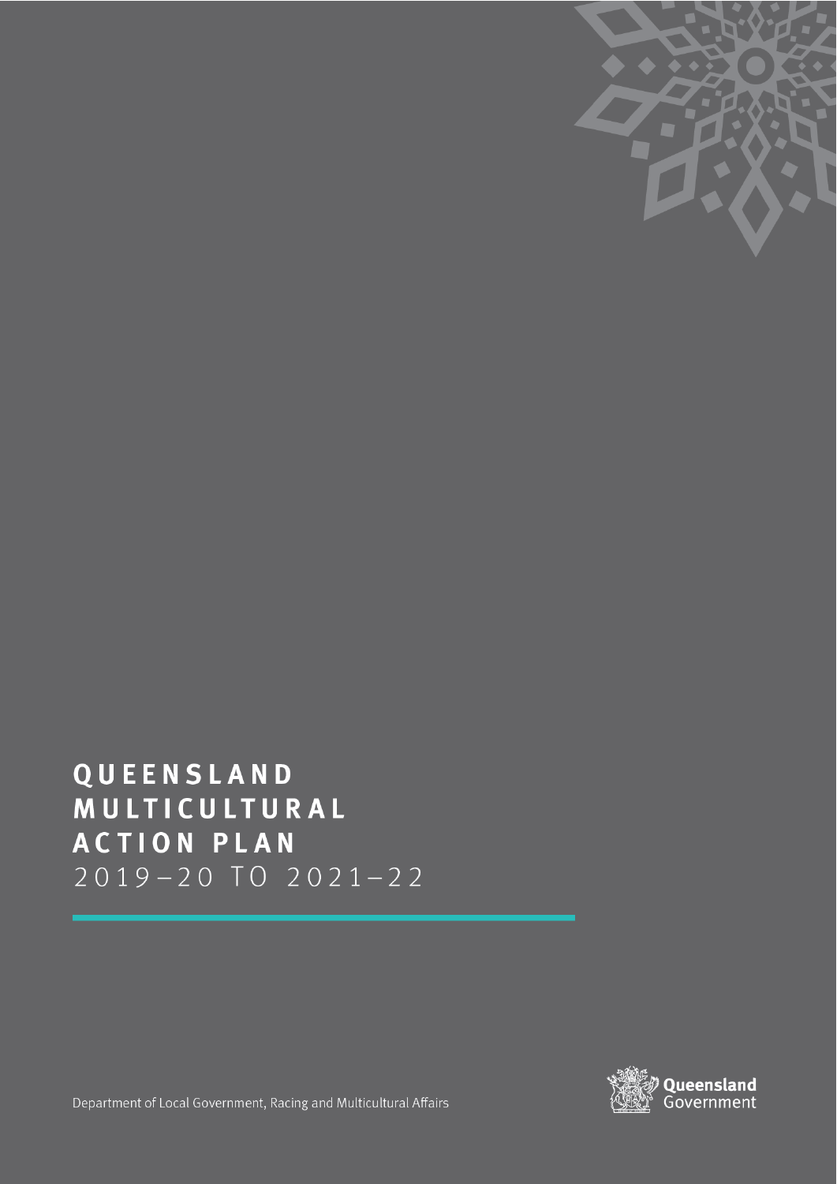# QUEENSLAND MULTICULTURAL ACTION PLAN 2019–20 TO 2021–22

Department of Local Government, Racing and Multicultural Affairs

Queensland Government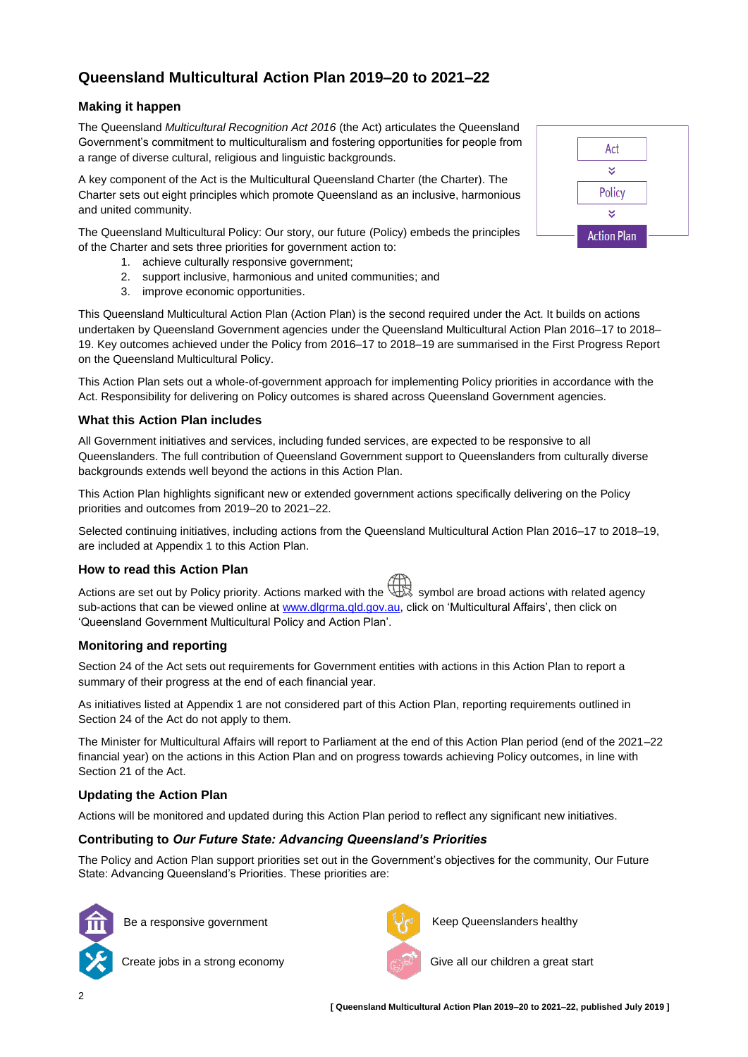# Queensland Multicultural Action Plan 2019–20 to 2021–22

## Making it happen

The Queensland *Multicultural Recognition Act 2016* (the Act) articulates the Queensland Government's commitment to multiculturalism and fostering opportunities for people from a range of diverse cultural, religious and linguistic backgrounds.

Act → Policy → Action Plan

A key component of the Act is the Multicultural Queensland Charter (the Charter). The Charter sets out eight principles which promote Queensland as an inclusive, harmonious and united community.

The Queensland Multicultural Policy: Our story, our future (Policy) embeds the principles of the Charter and sets three priorities for government action to:

1. achieve culturally responsive government;
2. support inclusive, harmonious and united communities; and
3. improve economic opportunities.

This Queensland Multicultural Action Plan (Action Plan) is the second required under the Act. It builds on actions undertaken by Queensland Government agencies under the Queensland Multicultural Action Plan 2016–17 to 2018–19. Key outcomes achieved under the Policy from 2016–17 to 2018–19 are summarised in the First Progress Report on the Queensland Multicultural Policy.

This Action Plan sets out a whole-of-government approach for implementing Policy priorities in accordance with the Act. Responsibility for delivering on Policy outcomes is shared across Queensland Government agencies.

## What this Action Plan includes

All Government initiatives and services, including funded services, are expected to be responsive to all Queenslanders. The full contribution of Queensland Government support to Queenslanders from culturally diverse backgrounds extends well beyond the actions in this Action Plan.

This Action Plan highlights significant new or extended government actions specifically delivering on the Policy priorities and outcomes from 2019–20 to 2021–22.

Selected continuing initiatives, including actions from the Queensland Multicultural Action Plan 2016–17 to 2018–19, are included at Appendix 1 to this Action Plan.

## How to read this Action Plan

Actions are set out by Policy priority. Actions marked with the symbol are broad actions with related agency sub-actions that can be viewed online at www.dlgrma.qld.gov.au, click on 'Multicultural Affairs', then click on 'Queensland Government Multicultural Policy and Action Plan'.

## Monitoring and reporting

Section 24 of the Act sets out requirements for Government entities with actions in this Action Plan to report a summary of their progress at the end of each financial year.

As initiatives listed at Appendix 1 are not considered part of this Action Plan, reporting requirements outlined in Section 24 of the Act do not apply to them.

The Minister for Multicultural Affairs will report to Parliament at the end of this Action Plan period (end of the 2021–22 financial year) on the actions in this Action Plan and on progress towards achieving Policy outcomes, in line with Section 21 of the Act.

## Updating the Action Plan

Actions will be monitored and updated during this Action Plan period to reflect any significant new initiatives.

## Contributing to *Our Future State: Advancing Queensland's Priorities*

The Policy and Action Plan support priorities set out in the Government's objectives for the community, Our Future State: Advancing Queensland's Priorities. These priorities are:

- Be a responsive government
- Create jobs in a strong economy
- Keep Queenslanders healthy
- Give all our children a great start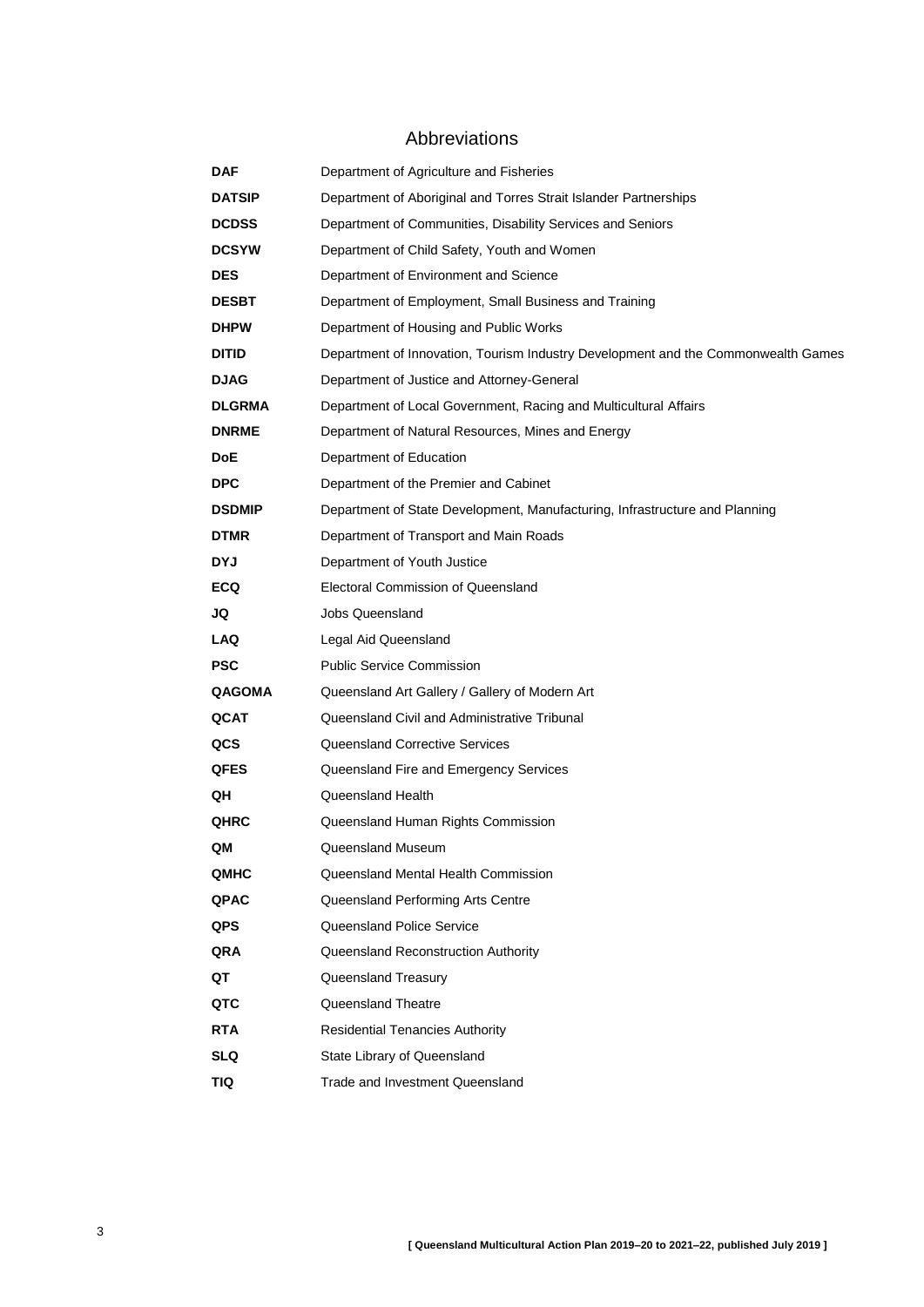# Abbreviations

| | |
|---|---|
| **DAF** | Department of Agriculture and Fisheries |
| **DATSIP** | Department of Aboriginal and Torres Strait Islander Partnerships |
| **DCDSS** | Department of Communities, Disability Services and Seniors |
| **DCSYW** | Department of Child Safety, Youth and Women |
| **DES** | Department of Environment and Science |
| **DESBT** | Department of Employment, Small Business and Training |
| **DHPW** | Department of Housing and Public Works |
| **DITID** | Department of Innovation, Tourism Industry Development and the Commonwealth Games |
| **DJAG** | Department of Justice and Attorney-General |
| **DLGRMA** | Department of Local Government, Racing and Multicultural Affairs |
| **DNRME** | Department of Natural Resources, Mines and Energy |
| **DoE** | Department of Education |
| **DPC** | Department of the Premier and Cabinet |
| **DSDMIP** | Department of State Development, Manufacturing, Infrastructure and Planning |
| **DTMR** | Department of Transport and Main Roads |
| **DYJ** | Department of Youth Justice |
| **ECQ** | Electoral Commission of Queensland |
| **JQ** | Jobs Queensland |
| **LAQ** | Legal Aid Queensland |
| **PSC** | Public Service Commission |
| **QAGOMA** | Queensland Art Gallery / Gallery of Modern Art |
| **QCAT** | Queensland Civil and Administrative Tribunal |
| **QCS** | Queensland Corrective Services |
| **QFES** | Queensland Fire and Emergency Services |
| **QH** | Queensland Health |
| **QHRC** | Queensland Human Rights Commission |
| **QM** | Queensland Museum |
| **QMHC** | Queensland Mental Health Commission |
| **QPAC** | Queensland Performing Arts Centre |
| **QPS** | Queensland Police Service |
| **QRA** | Queensland Reconstruction Authority |
| **QT** | Queensland Treasury |
| **QTC** | Queensland Theatre |
| **RTA** | Residential Tenancies Authority |
| **SLQ** | State Library of Queensland |
| **TIQ** | Trade and Investment Queensland |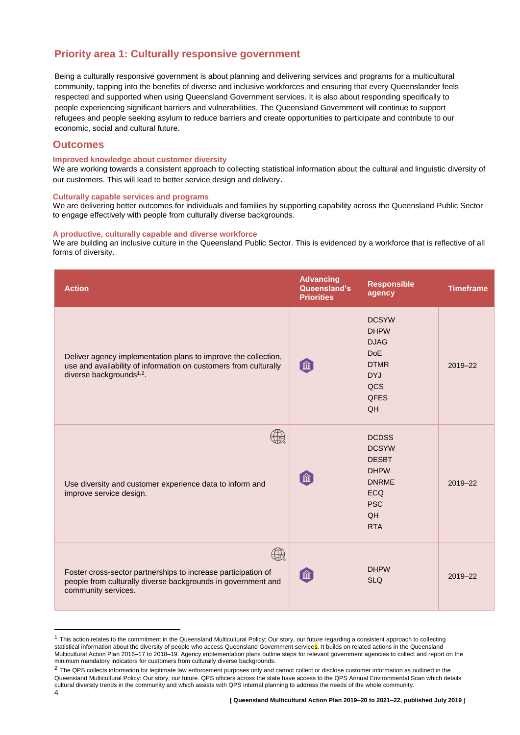## Priority area 1: Culturally responsive government

Being a culturally responsive government is about planning and delivering services and programs for a multicultural community, tapping into the benefits of diverse and inclusive workforces and ensuring that every Queenslander feels respected and supported when using Queensland Government services. It is also about responding specifically to people experiencing significant barriers and vulnerabilities. The Queensland Government will continue to support refugees and people seeking asylum to reduce barriers and create opportunities to participate and contribute to our economic, social and cultural future.

### Outcomes

#### Improved knowledge about customer diversity

We are working towards a consistent approach to collecting statistical information about the cultural and linguistic diversity of our customers. This will lead to better service design and delivery.

#### Culturally capable services and programs

We are delivering better outcomes for individuals and families by supporting capability across the Queensland Public Sector to engage effectively with people from culturally diverse backgrounds.

#### A productive, culturally capable and diverse workforce

We are building an inclusive culture in the Queensland Public Sector. This is evidenced by a workforce that is reflective of all forms of diversity.

| Action | Advancing Queensland's Priorities | Responsible agency | Timeframe |
|---|---|---|---|
| Deliver agency implementation plans to improve the collection, use and availability of information on customers from culturally diverse backgrounds[1,2]. | | DCSYW<br>DHPW<br>DJAG<br>DoE<br>DTMR<br>DYJ<br>QCS<br>QFES<br>QH | 2019–22 |
| Use diversity and customer experience data to inform and improve service design. | | DCDSS<br>DCSYW<br>DESBT<br>DHPW<br>DNRME<br>ECQ<br>PSC<br>QH<br>RTA | 2019–22 |
| Foster cross-sector partnerships to increase participation of people from culturally diverse backgrounds in government and community services. | | DHPW<br>SLQ | 2019–22 |

---

[1] This action relates to the commitment in the Queensland Multicultural Policy: Our story, our future regarding a consistent approach to collecting statistical information about the diversity of people who access Queensland Government services. It builds on related actions in the Queensland Multicultural Action Plan 2016–17 to 2018–19. Agency implementation plans outline steps for relevant government agencies to collect and report on the minimum mandatory indicators for customers from culturally diverse backgrounds.

[2] The QPS collects information for legitimate law enforcement purposes only and cannot collect or disclose customer information as outlined in the Queensland Multicultural Policy: Our story, our future. QPS officers across the state have access to the QPS Annual Environmental Scan which details cultural diversity trends in the community and which assists with QPS internal planning to address the needs of the whole community.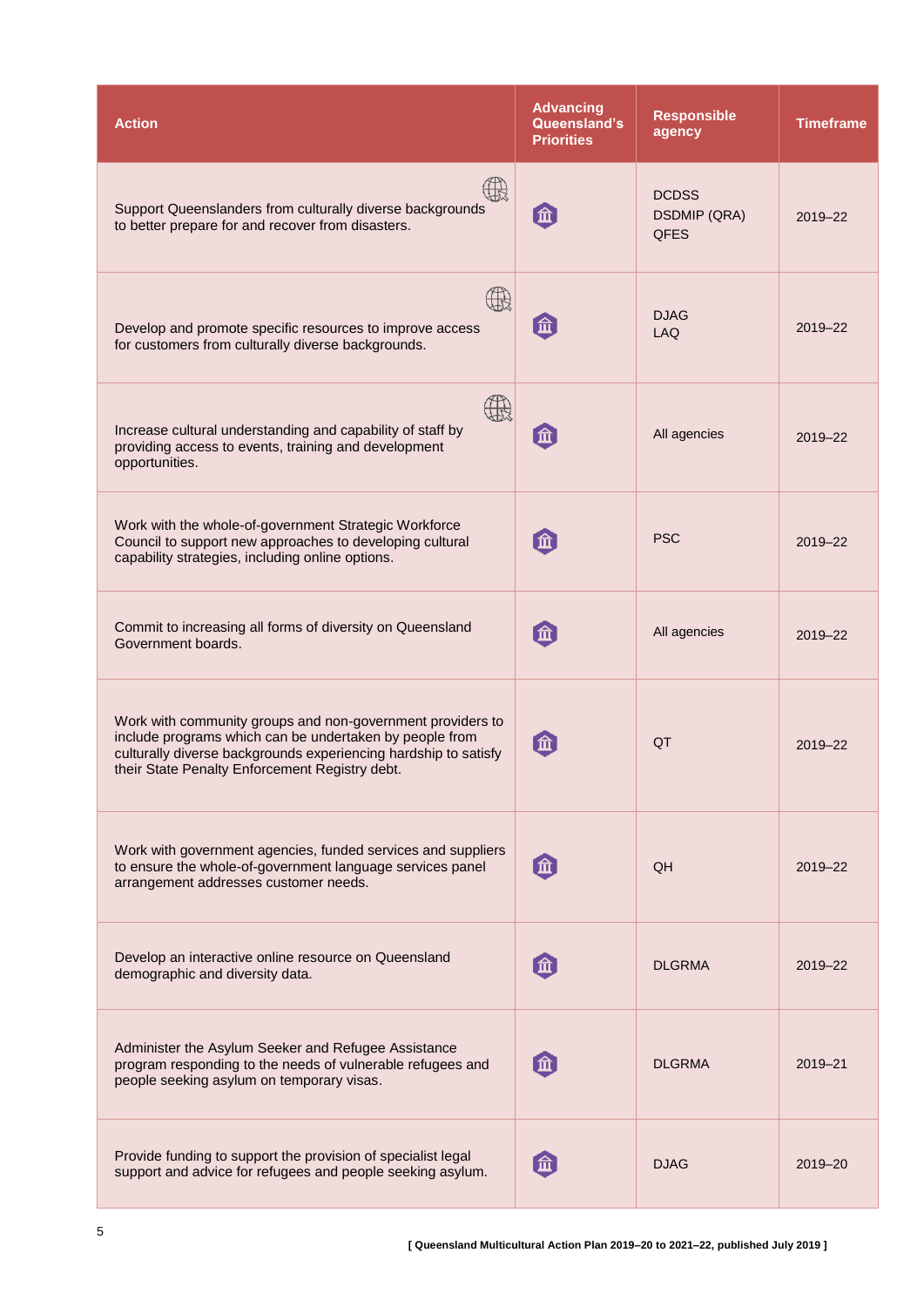| Action | Advancing Queensland's Priorities | Responsible agency | Timeframe |
| --- | --- | --- | --- |
| Support Queenslanders from culturally diverse backgrounds to better prepare for and recover from disasters. | | DCDSS<br>DSDMIP (QRA)<br>QFES | 2019–22 |
| Develop and promote specific resources to improve access for customers from culturally diverse backgrounds. | | DJAG<br>LAQ | 2019–22 |
| Increase cultural understanding and capability of staff by providing access to events, training and development opportunities. | | All agencies | 2019–22 |
| Work with the whole-of-government Strategic Workforce Council to support new approaches to developing cultural capability strategies, including online options. | | PSC | 2019–22 |
| Commit to increasing all forms of diversity on Queensland Government boards. | | All agencies | 2019–22 |
| Work with community groups and non-government providers to include programs which can be undertaken by people from culturally diverse backgrounds experiencing hardship to satisfy their State Penalty Enforcement Registry debt. | | QT | 2019–22 |
| Work with government agencies, funded services and suppliers to ensure the whole-of-government language services panel arrangement addresses customer needs. | | QH | 2019–22 |
| Develop an interactive online resource on Queensland demographic and diversity data. | | DLGRMA | 2019–22 |
| Administer the Asylum Seeker and Refugee Assistance program responding to the needs of vulnerable refugees and people seeking asylum on temporary visas. | | DLGRMA | 2019–21 |
| Provide funding to support the provision of specialist legal support and advice for refugees and people seeking asylum. | | DJAG | 2019–20 |

[ Queensland Multicultural Action Plan 2019–20 to 2021–22, published July 2019 ]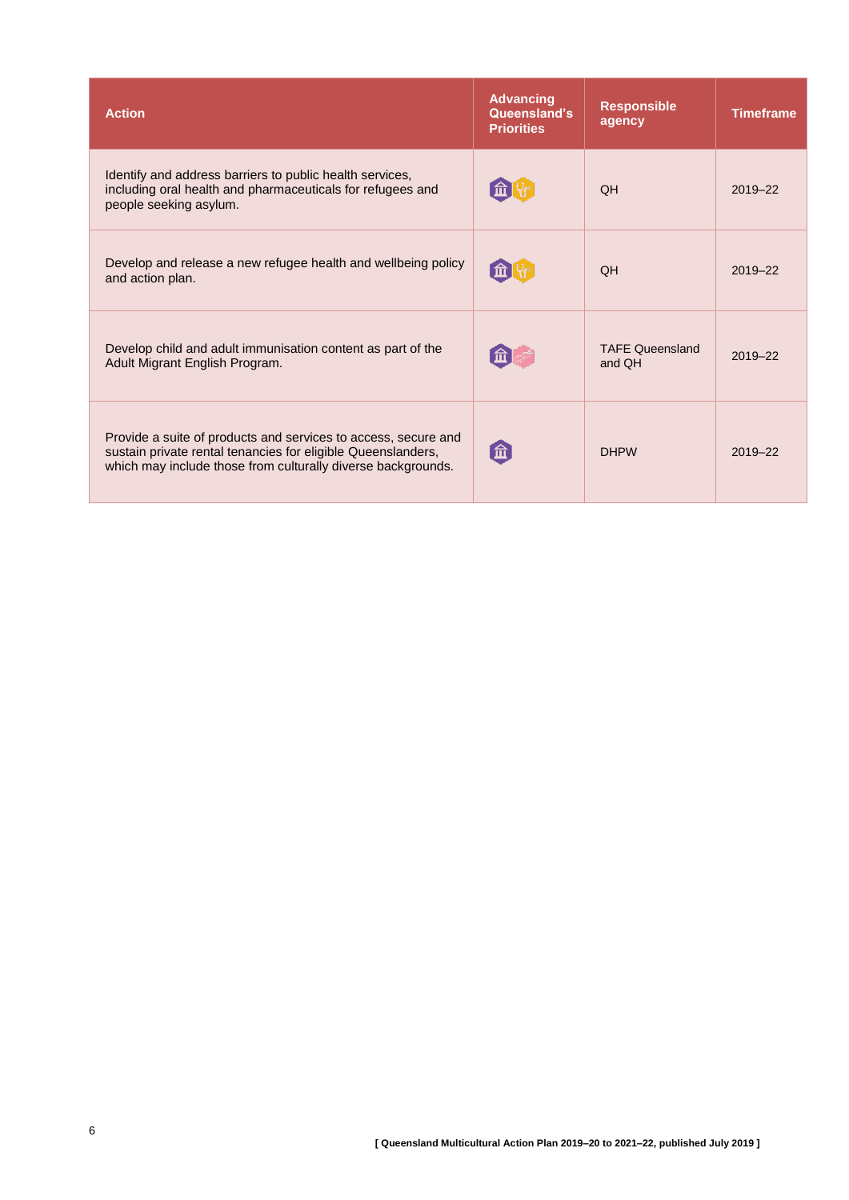| Action | Advancing Queensland's Priorities | Responsible agency | Timeframe |
|---|---|---|---|
| Identify and address barriers to public health services, including oral health and pharmaceuticals for refugees and people seeking asylum. | | QH | 2019–22 |
| Develop and release a new refugee health and wellbeing policy and action plan. | | QH | 2019–22 |
| Develop child and adult immunisation content as part of the Adult Migrant English Program. | | TAFE Queensland and QH | 2019–22 |
| Provide a suite of products and services to access, secure and sustain private rental tenancies for eligible Queenslanders, which may include those from culturally diverse backgrounds. | | DHPW | 2019–22 |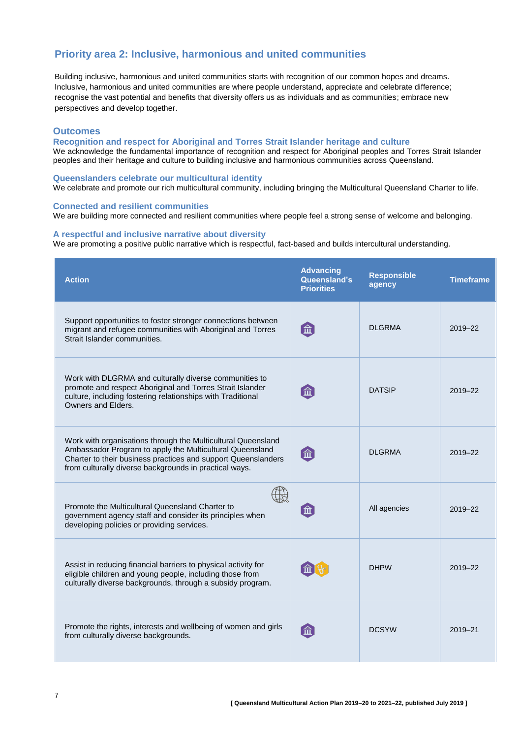## Priority area 2: Inclusive, harmonious and united communities

Building inclusive, harmonious and united communities starts with recognition of our common hopes and dreams. Inclusive, harmonious and united communities are where people understand, appreciate and celebrate difference; recognise the vast potential and benefits that diversity offers us as individuals and as communities; embrace new perspectives and develop together.

### Outcomes

#### Recognition and respect for Aboriginal and Torres Strait Islander heritage and culture

We acknowledge the fundamental importance of recognition and respect for Aboriginal peoples and Torres Strait Islander peoples and their heritage and culture to building inclusive and harmonious communities across Queensland.

#### Queenslanders celebrate our multicultural identity

We celebrate and promote our rich multicultural community, including bringing the Multicultural Queensland Charter to life.

#### Connected and resilient communities

We are building more connected and resilient communities where people feel a strong sense of welcome and belonging.

#### A respectful and inclusive narrative about diversity

We are promoting a positive public narrative which is respectful, fact-based and builds intercultural understanding.

| Action | Advancing Queensland's Priorities | Responsible agency | Timeframe |
|---|---|---|---|
| Support opportunities to foster stronger connections between migrant and refugee communities with Aboriginal and Torres Strait Islander communities. | | DLGRMA | 2019–22 |
| Work with DLGRMA and culturally diverse communities to promote and respect Aboriginal and Torres Strait Islander culture, including fostering relationships with Traditional Owners and Elders. | | DATSIP | 2019–22 |
| Work with organisations through the Multicultural Queensland Ambassador Program to apply the Multicultural Queensland Charter to their business practices and support Queenslanders from culturally diverse backgrounds in practical ways. | | DLGRMA | 2019–22 |
| Promote the Multicultural Queensland Charter to government agency staff and consider its principles when developing policies or providing services. | | All agencies | 2019–22 |
| Assist in reducing financial barriers to physical activity for eligible children and young people, including those from culturally diverse backgrounds, through a subsidy program. | | DHPW | 2019–22 |
| Promote the rights, interests and wellbeing of women and girls from culturally diverse backgrounds. | | DCSYW | 2019–21 |

[ Queensland Multicultural Action Plan 2019–20 to 2021–22, published July 2019 ]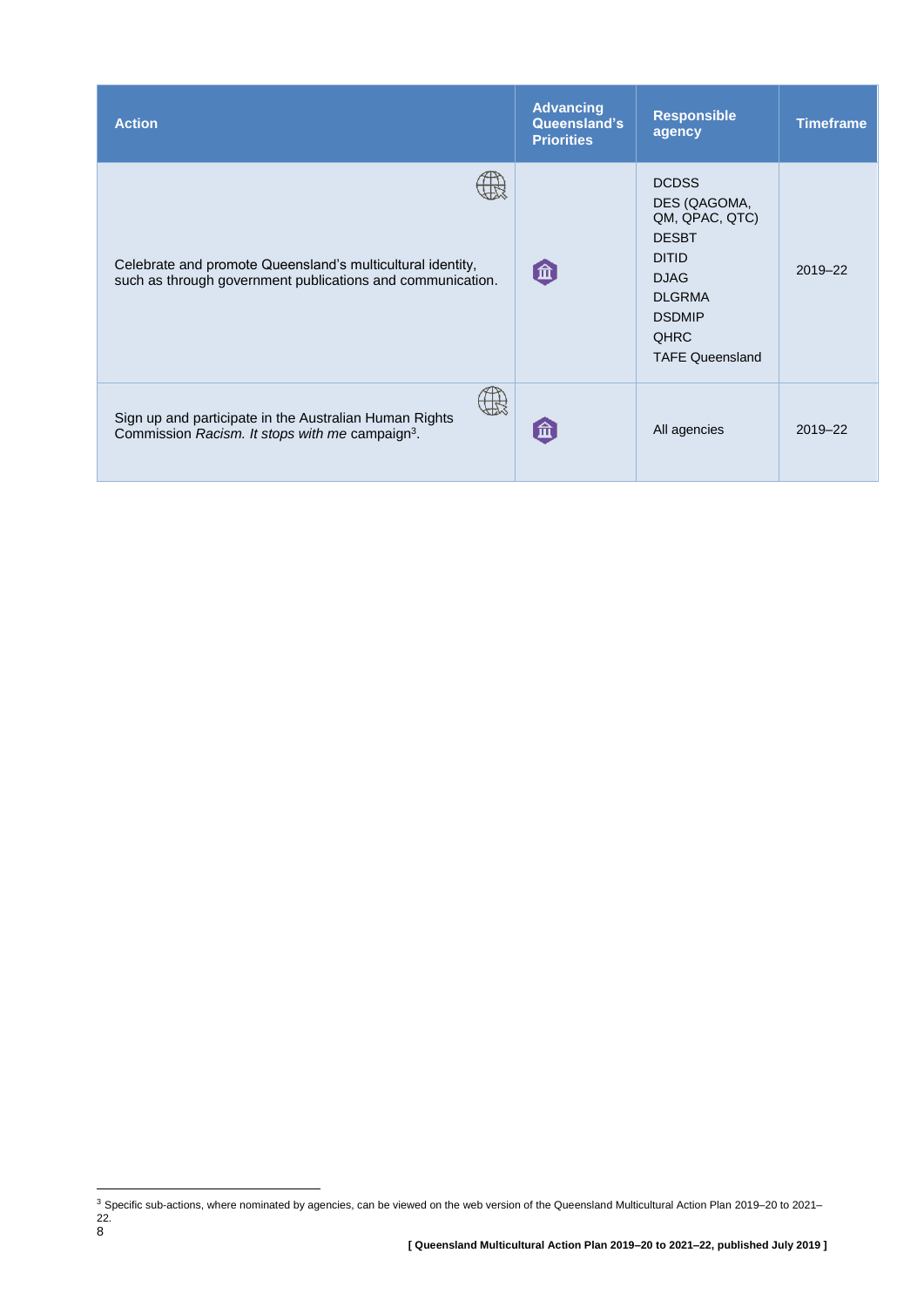| Action | Advancing Queensland's Priorities | Responsible agency | Timeframe |
| --- | --- | --- | --- |
| Celebrate and promote Queensland's multicultural identity, such as through government publications and communication. | | DCDSS<br>DES (QAGOMA, QM, QPAC, QTC)<br>DESBT<br>DITID<br>DJAG<br>DLGRMA<br>DSDMIP<br>QHRC<br>TAFE Queensland | 2019–22 |
| Sign up and participate in the Australian Human Rights Commission *Racism. It stops with me* campaign[3]. | | All agencies | 2019–22 |

[3] Specific sub-actions, where nominated by agencies, can be viewed on the web version of the Queensland Multicultural Action Plan 2019–20 to 2021–22.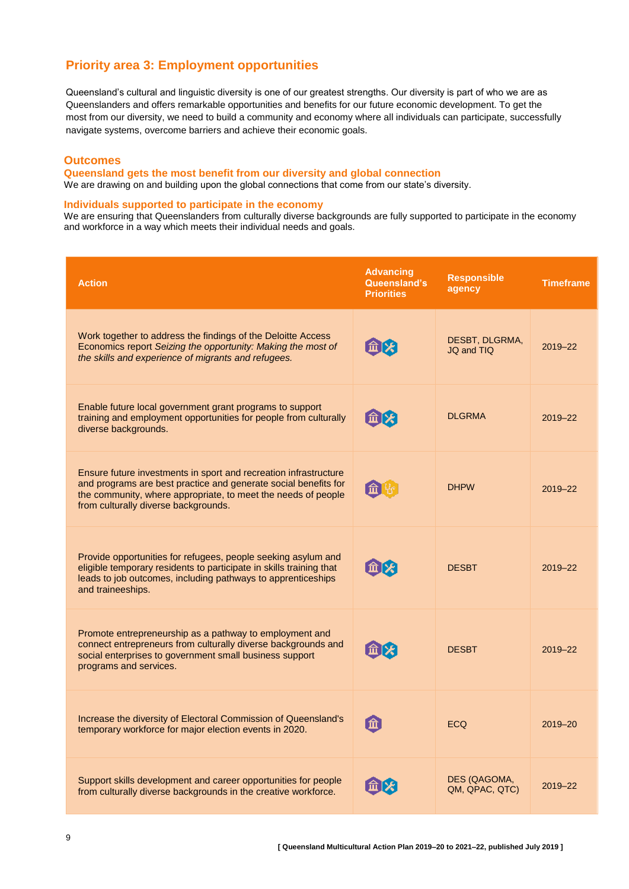## Priority area 3: Employment opportunities

Queensland's cultural and linguistic diversity is one of our greatest strengths. Our diversity is part of who we are as Queenslanders and offers remarkable opportunities and benefits for our future economic development. To get the most from our diversity, we need to build a community and economy where all individuals can participate, successfully navigate systems, overcome barriers and achieve their economic goals.

### Outcomes

#### Queensland gets the most benefit from our diversity and global connection

We are drawing on and building upon the global connections that come from our state's diversity.

#### Individuals supported to participate in the economy

We are ensuring that Queenslanders from culturally diverse backgrounds are fully supported to participate in the economy and workforce in a way which meets their individual needs and goals.

| Action | Advancing Queensland's Priorities | Responsible agency | Timeframe |
|---|---|---|---|
| Work together to address the findings of the Deloitte Access Economics report *Seizing the opportunity: Making the most of the skills and experience of migrants and refugees.* | | DESBT, DLGRMA, JQ and TIQ | 2019–22 |
| Enable future local government grant programs to support training and employment opportunities for people from culturally diverse backgrounds. | | DLGRMA | 2019–22 |
| Ensure future investments in sport and recreation infrastructure and programs are best practice and generate social benefits for the community, where appropriate, to meet the needs of people from culturally diverse backgrounds. | | DHPW | 2019–22 |
| Provide opportunities for refugees, people seeking asylum and eligible temporary residents to participate in skills training that leads to job outcomes, including pathways to apprenticeships and traineeships. | | DESBT | 2019–22 |
| Promote entrepreneurship as a pathway to employment and connect entrepreneurs from culturally diverse backgrounds and social enterprises to government small business support programs and services. | | DESBT | 2019–22 |
| Increase the diversity of Electoral Commission of Queensland's temporary workforce for major election events in 2020. | | ECQ | 2019–20 |
| Support skills development and career opportunities for people from culturally diverse backgrounds in the creative workforce. | | DES (QAGOMA, QM, QPAC, QTC) | 2019–22 |

[ Queensland Multicultural Action Plan 2019–20 to 2021–22, published July 2019 ]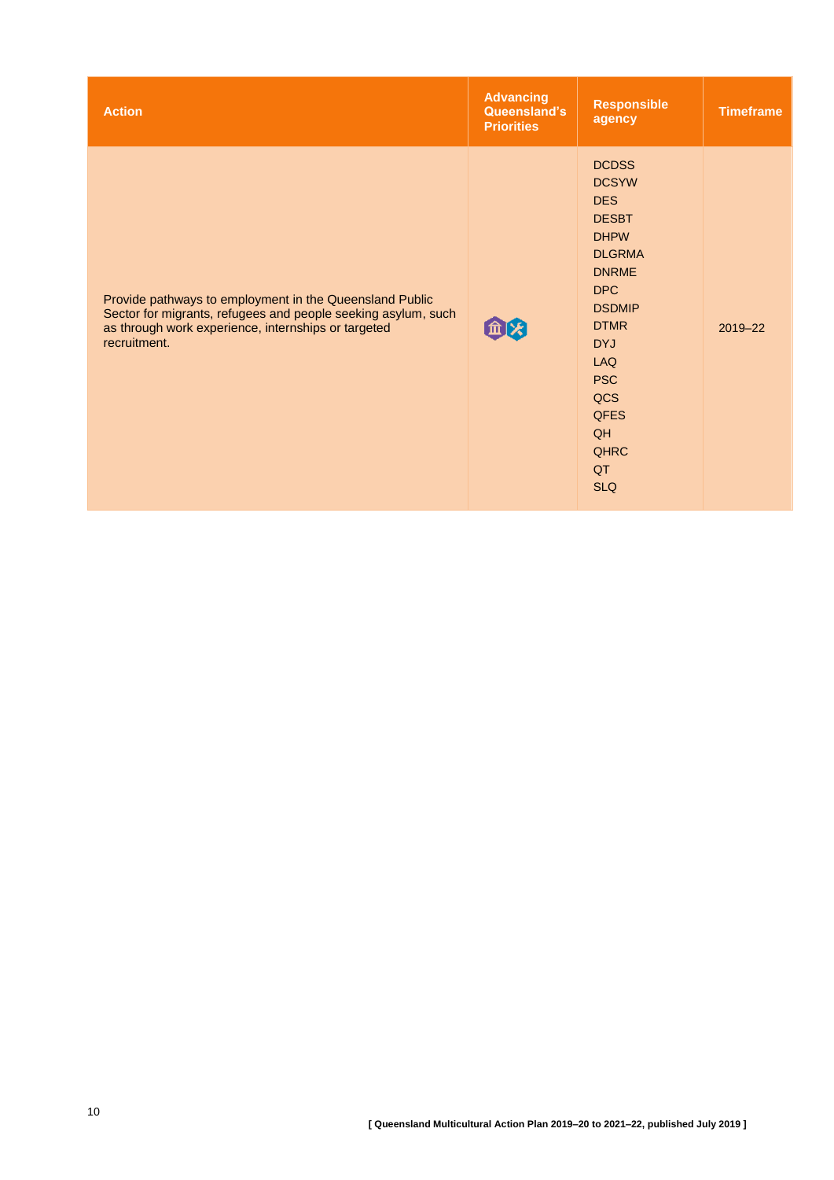| Action | Advancing Queensland's Priorities | Responsible agency | Timeframe |
|---|---|---|---|
| Provide pathways to employment in the Queensland Public Sector for migrants, refugees and people seeking asylum, such as through work experience, internships or targeted recruitment. | | DCDSS<br>DCSYW<br>DES<br>DESBT<br>DHPW<br>DLGRMA<br>DNRME<br>DPC<br>DSDMIP<br>DTMR<br>DYJ<br>LAQ<br>PSC<br>QCS<br>QFES<br>QH<br>QHRC<br>QT<br>SLQ | 2019–22 |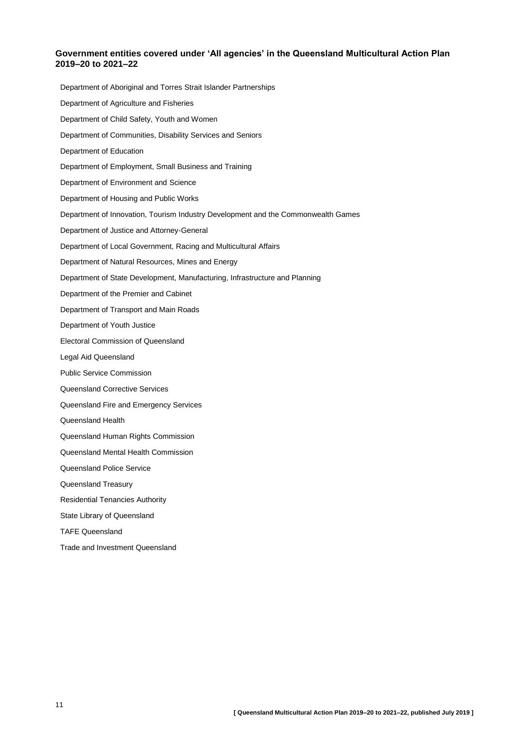### Government entities covered under 'All agencies' in the Queensland Multicultural Action Plan 2019–20 to 2021–22

- Department of Aboriginal and Torres Strait Islander Partnerships
- Department of Agriculture and Fisheries
- Department of Child Safety, Youth and Women
- Department of Communities, Disability Services and Seniors
- Department of Education
- Department of Employment, Small Business and Training
- Department of Environment and Science
- Department of Housing and Public Works
- Department of Innovation, Tourism Industry Development and the Commonwealth Games
- Department of Justice and Attorney-General
- Department of Local Government, Racing and Multicultural Affairs
- Department of Natural Resources, Mines and Energy
- Department of State Development, Manufacturing, Infrastructure and Planning
- Department of the Premier and Cabinet
- Department of Transport and Main Roads
- Department of Youth Justice
- Electoral Commission of Queensland
- Legal Aid Queensland
- Public Service Commission
- Queensland Corrective Services
- Queensland Fire and Emergency Services
- Queensland Health
- Queensland Human Rights Commission
- Queensland Mental Health Commission
- Queensland Police Service
- Queensland Treasury
- Residential Tenancies Authority
- State Library of Queensland
- TAFE Queensland
- Trade and Investment Queensland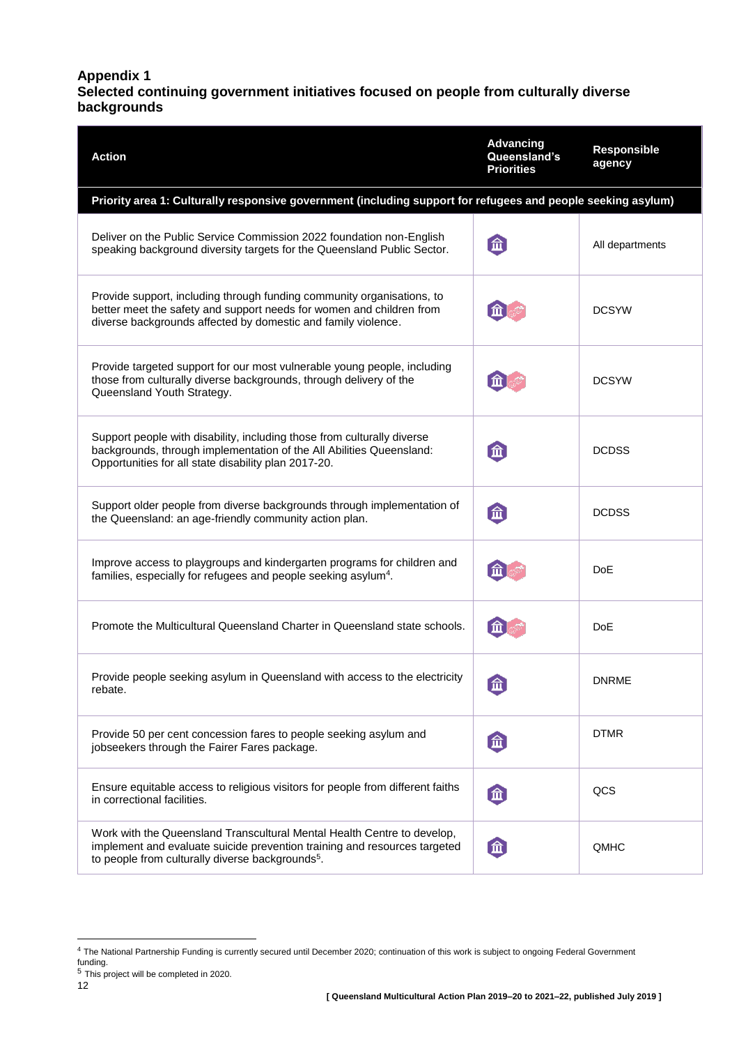## Appendix 1
## Selected continuing government initiatives focused on people from culturally diverse backgrounds

| Action | Advancing Queensland's Priorities | Responsible agency |
|---|---|---|
| **Priority area 1: Culturally responsive government (including support for refugees and people seeking asylum)** | | |
| Deliver on the Public Service Commission 2022 foundation non-English speaking background diversity targets for the Queensland Public Sector. | | All departments |
| Provide support, including through funding community organisations, to better meet the safety and support needs for women and children from diverse backgrounds affected by domestic and family violence. | | DCSYW |
| Provide targeted support for our most vulnerable young people, including those from culturally diverse backgrounds, through delivery of the Queensland Youth Strategy. | | DCSYW |
| Support people with disability, including those from culturally diverse backgrounds, through implementation of the All Abilities Queensland: Opportunities for all state disability plan 2017-20. | | DCDSS |
| Support older people from diverse backgrounds through implementation of the Queensland: an age-friendly community action plan. | | DCDSS |
| Improve access to playgroups and kindergarten programs for children and families, especially for refugees and people seeking asylum[4]. | | DoE |
| Promote the Multicultural Queensland Charter in Queensland state schools. | | DoE |
| Provide people seeking asylum in Queensland with access to the electricity rebate. | | DNRME |
| Provide 50 per cent concession fares to people seeking asylum and jobseekers through the Fairer Fares package. | | DTMR |
| Ensure equitable access to religious visitors for people from different faiths in correctional facilities. | | QCS |
| Work with the Queensland Transcultural Mental Health Centre to develop, implement and evaluate suicide prevention training and resources targeted to people from culturally diverse backgrounds[5]. | | QMHC |

[4] The National Partnership Funding is currently secured until December 2020; continuation of this work is subject to ongoing Federal Government funding.

[5] This project will be completed in 2020.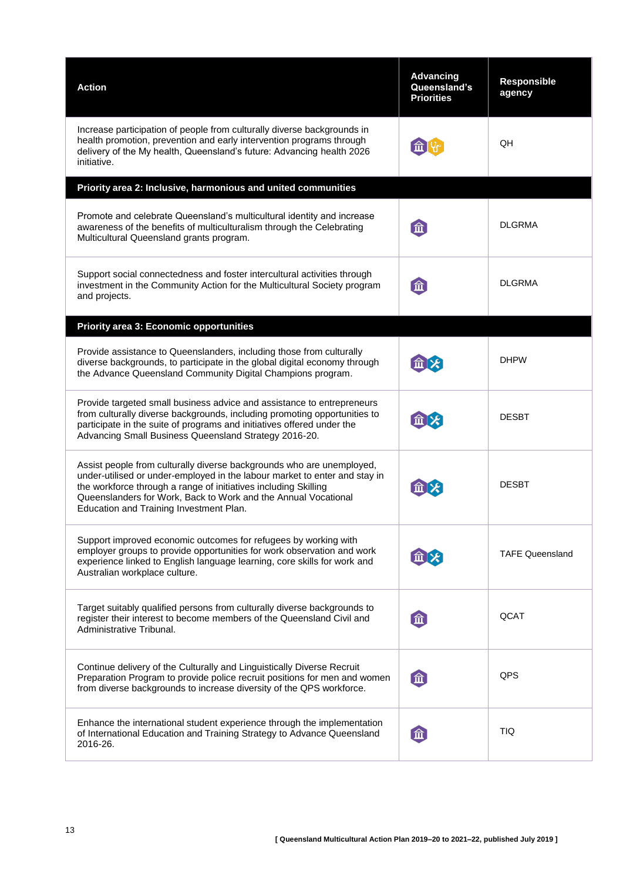| Action | Advancing Queensland's Priorities | Responsible agency |
|---|---|---|
| Increase participation of people from culturally diverse backgrounds in health promotion, prevention and early intervention programs through delivery of the My health, Queensland's future: Advancing health 2026 initiative. | | QH |
| **Priority area 2: Inclusive, harmonious and united communities** | | |
| Promote and celebrate Queensland's multicultural identity and increase awareness of the benefits of multiculturalism through the Celebrating Multicultural Queensland grants program. | | DLGRMA |
| Support social connectedness and foster intercultural activities through investment in the Community Action for the Multicultural Society program and projects. | | DLGRMA |
| **Priority area 3: Economic opportunities** | | |
| Provide assistance to Queenslanders, including those from culturally diverse backgrounds, to participate in the global digital economy through the Advance Queensland Community Digital Champions program. | | DHPW |
| Provide targeted small business advice and assistance to entrepreneurs from culturally diverse backgrounds, including promoting opportunities to participate in the suite of programs and initiatives offered under the Advancing Small Business Queensland Strategy 2016-20. | | DESBT |
| Assist people from culturally diverse backgrounds who are unemployed, under-utilised or under-employed in the labour market to enter and stay in the workforce through a range of initiatives including Skilling Queenslanders for Work, Back to Work and the Annual Vocational Education and Training Investment Plan. | | DESBT |
| Support improved economic outcomes for refugees by working with employer groups to provide opportunities for work observation and work experience linked to English language learning, core skills for work and Australian workplace culture. | | TAFE Queensland |
| Target suitably qualified persons from culturally diverse backgrounds to register their interest to become members of the Queensland Civil and Administrative Tribunal. | | QCAT |
| Continue delivery of the Culturally and Linguistically Diverse Recruit Preparation Program to provide police recruit positions for men and women from diverse backgrounds to increase diversity of the QPS workforce. | | QPS |
| Enhance the international student experience through the implementation of International Education and Training Strategy to Advance Queensland 2016-26. | | TIQ |

[ Queensland Multicultural Action Plan 2019–20 to 2021–22, published July 2019 ]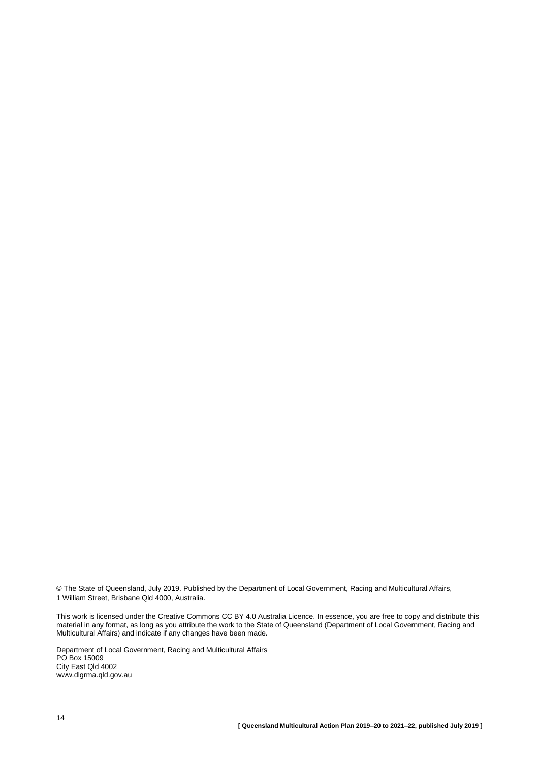© The State of Queensland, July 2019. Published by the Department of Local Government, Racing and Multicultural Affairs, 1 William Street, Brisbane Qld 4000, Australia.

This work is licensed under the Creative Commons CC BY 4.0 Australia Licence. In essence, you are free to copy and distribute this material in any format, as long as you attribute the work to the State of Queensland (Department of Local Government, Racing and Multicultural Affairs) and indicate if any changes have been made.

Department of Local Government, Racing and Multicultural Affairs
PO Box 15009
City East Qld 4002
www.dlgrma.qld.gov.au